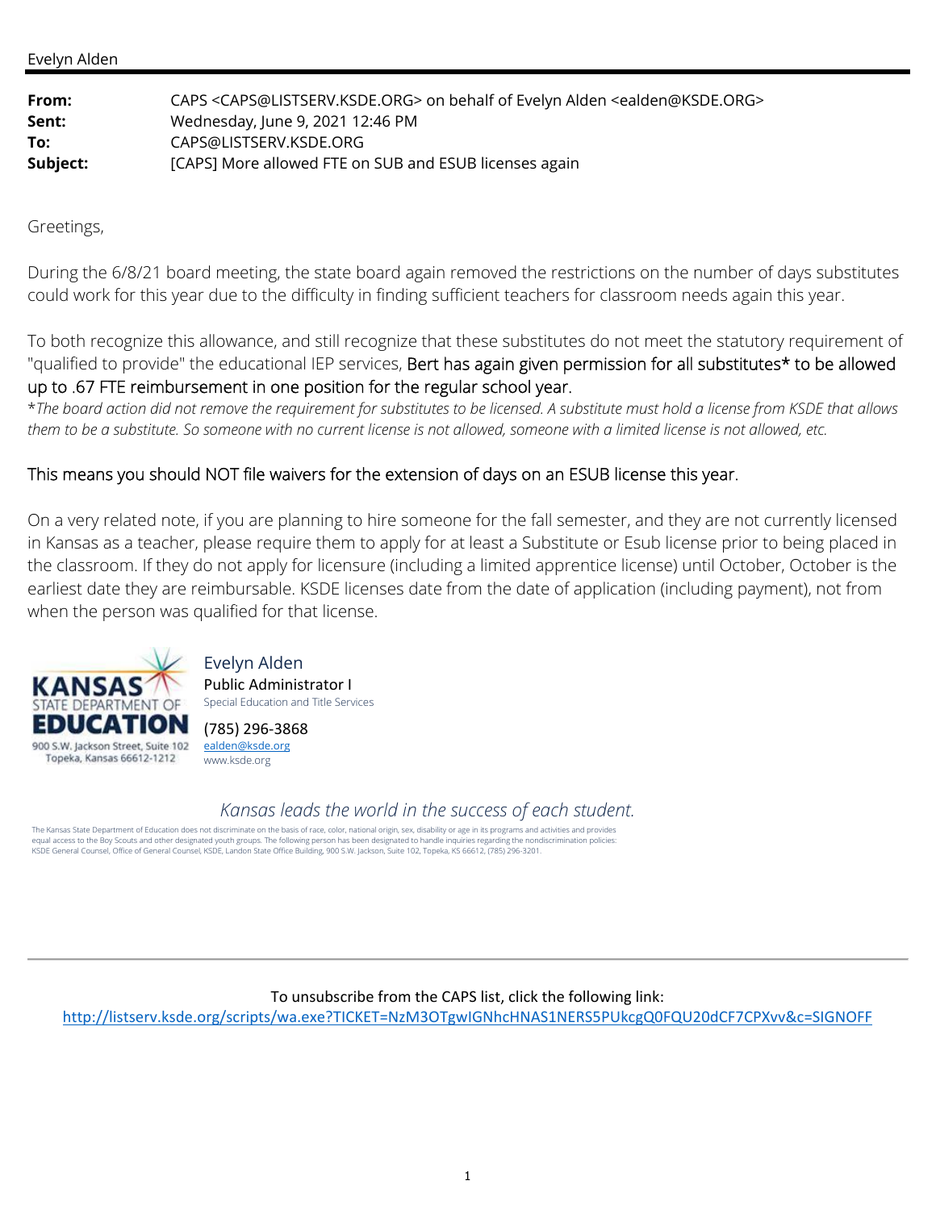Evelyn Alden

| | |
|---|---|
| **From:** | CAPS <CAPS@LISTSERV.KSDE.ORG> on behalf of Evelyn Alden <ealden@KSDE.ORG> |
| **Sent:** | Wednesday, June 9, 2021 12:46 PM |
| **To:** | CAPS@LISTSERV.KSDE.ORG |
| **Subject:** | [CAPS] More allowed FTE on SUB and ESUB licenses again |

Greetings,

During the 6/8/21 board meeting, the state board again removed the restrictions on the number of days substitutes could work for this year due to the difficulty in finding sufficient teachers for classroom needs again this year.

To both recognize this allowance, and still recognize that these substitutes do not meet the statutory requirement of "qualified to provide" the educational IEP services, Bert has again given permission for all substitutes* to be allowed up to .67 FTE reimbursement in one position for the regular school year.

*\*The board action did not remove the requirement for substitutes to be licensed. A substitute must hold a license from KSDE that allows them to be a substitute. So someone with no current license is not allowed, someone with a limited license is not allowed, etc.*

This means you should NOT file waivers for the extension of days on an ESUB license this year.

On a very related note, if you are planning to hire someone for the fall semester, and they are not currently licensed in Kansas as a teacher, please require them to apply for at least a Substitute or Esub license prior to being placed in the classroom. If they do not apply for licensure (including a limited apprentice license) until October, October is the earliest date they are reimbursable. KSDE licenses date from the date of application (including payment), not from when the person was qualified for that license.

KANSAS STATE DEPARTMENT OF EDUCATION
900 S.W. Jackson Street, Suite 102
Topeka, Kansas 66612-1212

Evelyn Alden
Public Administrator I
Special Education and Title Services
(785) 296-3868
ealden@ksde.org
www.ksde.org

*Kansas leads the world in the success of each student.*

The Kansas State Department of Education does not discriminate on the basis of race, color, national origin, sex, disability or age in its programs and activities and provides equal access to the Boy Scouts and other designated youth groups. The following person has been designated to handle inquiries regarding the nondiscrimination policies: KSDE General Counsel, Office of General Counsel, KSDE, Landon State Office Building, 900 S.W. Jackson, Suite 102, Topeka, KS 66612, (785) 296-3201.

---

To unsubscribe from the CAPS list, click the following link:
http://listserv.ksde.org/scripts/wa.exe?TICKET=NzM3OTgwIGNhcHNAS1NERS5PUkcgQ0FQU20dCF7CPXvv&c=SIGNOFF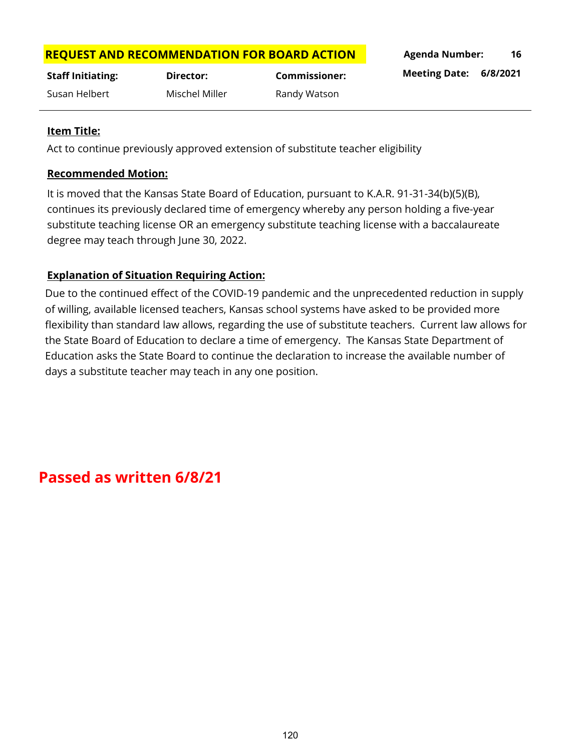## REQUEST AND RECOMMENDATION FOR BOARD ACTION

**Agenda Number:** 16

**Meeting Date:** 6/8/2021

| **Staff Initiating:** | **Director:** | **Commissioner:** |
|---|---|---|
| Susan Helbert | Mischel Miller | Randy Watson |

### Item Title:

Act to continue previously approved extension of substitute teacher eligibility

### Recommended Motion:

It is moved that the Kansas State Board of Education, pursuant to K.A.R. 91-31-34(b)(5)(B), continues its previously declared time of emergency whereby any person holding a five-year substitute teaching license OR an emergency substitute teaching license with a baccalaureate degree may teach through June 30, 2022.

### Explanation of Situation Requiring Action:

Due to the continued effect of the COVID-19 pandemic and the unprecedented reduction in supply of willing, available licensed teachers, Kansas school systems have asked to be provided more flexibility than standard law allows, regarding the use of substitute teachers. Current law allows for the State Board of Education to declare a time of emergency. The Kansas State Department of Education asks the State Board to continue the declaration to increase the available number of days a substitute teacher may teach in any one position.

**Passed as written 6/8/21**